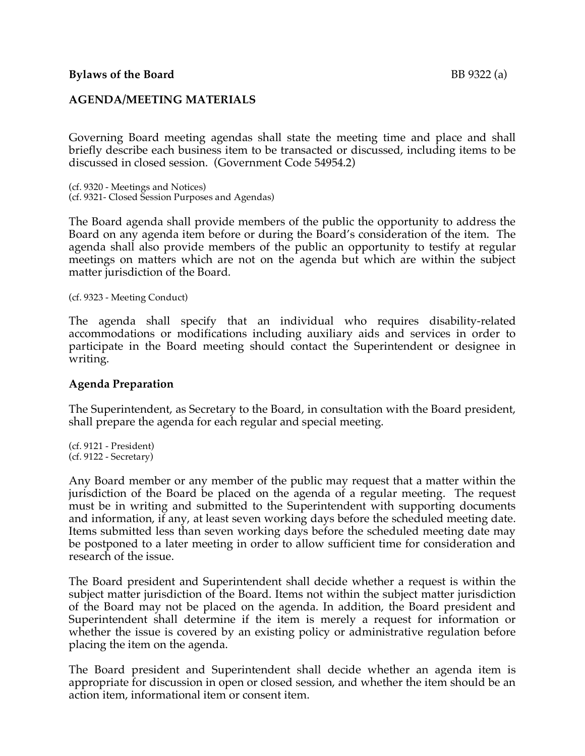**Bylaws of the Board**

## AGENDA/MEETING MATERIALS

Governing Board meeting agendas shall state the meeting time and place and shall briefly describe each business item to be transacted or discussed, including items to be discussed in closed session. (Government Code 54954.2)

(cf. 9320 - Meetings and Notices)
(cf. 9321- Closed Session Purposes and Agendas)

The Board agenda shall provide members of the public the opportunity to address the Board on any agenda item before or during the Board's consideration of the item. The agenda shall also provide members of the public an opportunity to testify at regular meetings on matters which are not on the agenda but which are within the subject matter jurisdiction of the Board.

(cf. 9323 - Meeting Conduct)

The agenda shall specify that an individual who requires disability-related accommodations or modifications including auxiliary aids and services in order to participate in the Board meeting should contact the Superintendent or designee in writing.

### Agenda Preparation

The Superintendent, as Secretary to the Board, in consultation with the Board president, shall prepare the agenda for each regular and special meeting.

(cf. 9121 - President)
(cf. 9122 - Secretary)

Any Board member or any member of the public may request that a matter within the jurisdiction of the Board be placed on the agenda of a regular meeting. The request must be in writing and submitted to the Superintendent with supporting documents and information, if any, at least seven working days before the scheduled meeting date. Items submitted less than seven working days before the scheduled meeting date may be postponed to a later meeting in order to allow sufficient time for consideration and research of the issue.

The Board president and Superintendent shall decide whether a request is within the subject matter jurisdiction of the Board. Items not within the subject matter jurisdiction of the Board may not be placed on the agenda. In addition, the Board president and Superintendent shall determine if the item is merely a request for information or whether the issue is covered by an existing policy or administrative regulation before placing the item on the agenda.

The Board president and Superintendent shall decide whether an agenda item is appropriate for discussion in open or closed session, and whether the item should be an action item, informational item or consent item.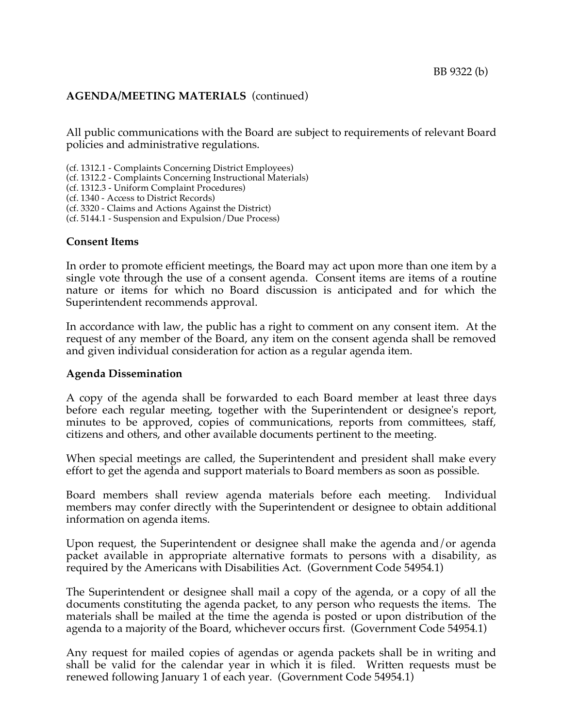**AGENDA/MEETING MATERIALS** (continued)

All public communications with the Board are subject to requirements of relevant Board policies and administrative regulations.

(cf. 1312.1 - Complaints Concerning District Employees)
(cf. 1312.2 - Complaints Concerning Instructional Materials)
(cf. 1312.3 - Uniform Complaint Procedures)
(cf. 1340 - Access to District Records)
(cf. 3320 - Claims and Actions Against the District)
(cf. 5144.1 - Suspension and Expulsion/Due Process)

**Consent Items**

In order to promote efficient meetings, the Board may act upon more than one item by a single vote through the use of a consent agenda. Consent items are items of a routine nature or items for which no Board discussion is anticipated and for which the Superintendent recommends approval.

In accordance with law, the public has a right to comment on any consent item. At the request of any member of the Board, any item on the consent agenda shall be removed and given individual consideration for action as a regular agenda item.

**Agenda Dissemination**

A copy of the agenda shall be forwarded to each Board member at least three days before each regular meeting, together with the Superintendent or designee's report, minutes to be approved, copies of communications, reports from committees, staff, citizens and others, and other available documents pertinent to the meeting.

When special meetings are called, the Superintendent and president shall make every effort to get the agenda and support materials to Board members as soon as possible.

Board members shall review agenda materials before each meeting. Individual members may confer directly with the Superintendent or designee to obtain additional information on agenda items.

Upon request, the Superintendent or designee shall make the agenda and/or agenda packet available in appropriate alternative formats to persons with a disability, as required by the Americans with Disabilities Act. (Government Code 54954.1)

The Superintendent or designee shall mail a copy of the agenda, or a copy of all the documents constituting the agenda packet, to any person who requests the items. The materials shall be mailed at the time the agenda is posted or upon distribution of the agenda to a majority of the Board, whichever occurs first. (Government Code 54954.1)

Any request for mailed copies of agendas or agenda packets shall be in writing and shall be valid for the calendar year in which it is filed. Written requests must be renewed following January 1 of each year. (Government Code 54954.1)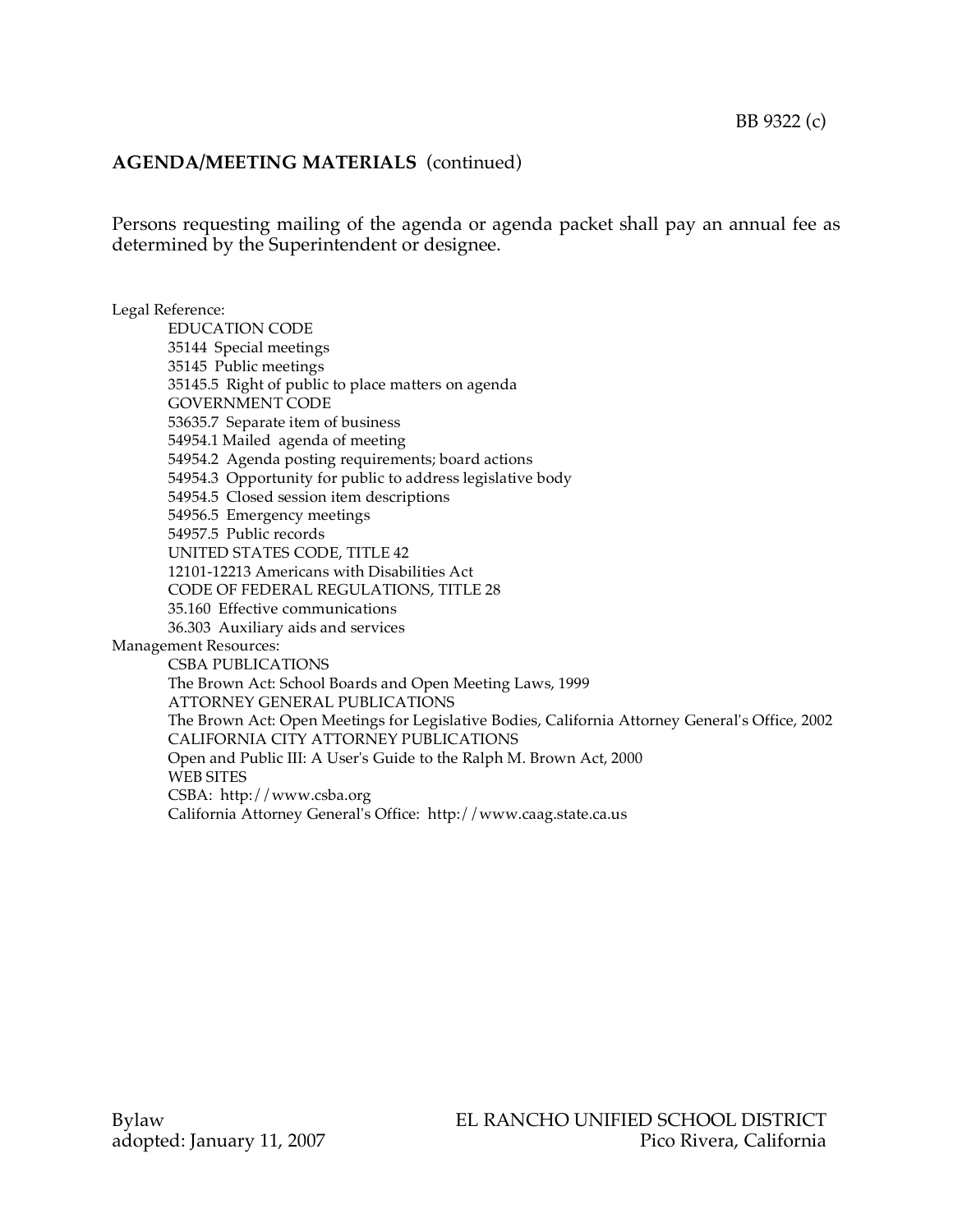## AGENDA/MEETING MATERIALS (continued)

Persons requesting mailing of the agenda or agenda packet shall pay an annual fee as determined by the Superintendent or designee.

Legal Reference:

EDUCATION CODE
35144 Special meetings
35145 Public meetings
35145.5 Right of public to place matters on agenda
GOVERNMENT CODE
53635.7 Separate item of business
54954.1 Mailed agenda of meeting
54954.2 Agenda posting requirements; board actions
54954.3 Opportunity for public to address legislative body
54954.5 Closed session item descriptions
54956.5 Emergency meetings
54957.5 Public records
UNITED STATES CODE, TITLE 42
12101-12213 Americans with Disabilities Act
CODE OF FEDERAL REGULATIONS, TITLE 28
35.160 Effective communications
36.303 Auxiliary aids and services

Management Resources:

CSBA PUBLICATIONS
The Brown Act: School Boards and Open Meeting Laws, 1999
ATTORNEY GENERAL PUBLICATIONS
The Brown Act: Open Meetings for Legislative Bodies, California Attorney General's Office, 2002
CALIFORNIA CITY ATTORNEY PUBLICATIONS
Open and Public III: A User's Guide to the Ralph M. Brown Act, 2000
WEB SITES
CSBA: http://www.csba.org
California Attorney General's Office: http://www.caag.state.ca.us

Bylaw
adopted: January 11, 2007

EL RANCHO UNIFIED SCHOOL DISTRICT
Pico Rivera, California